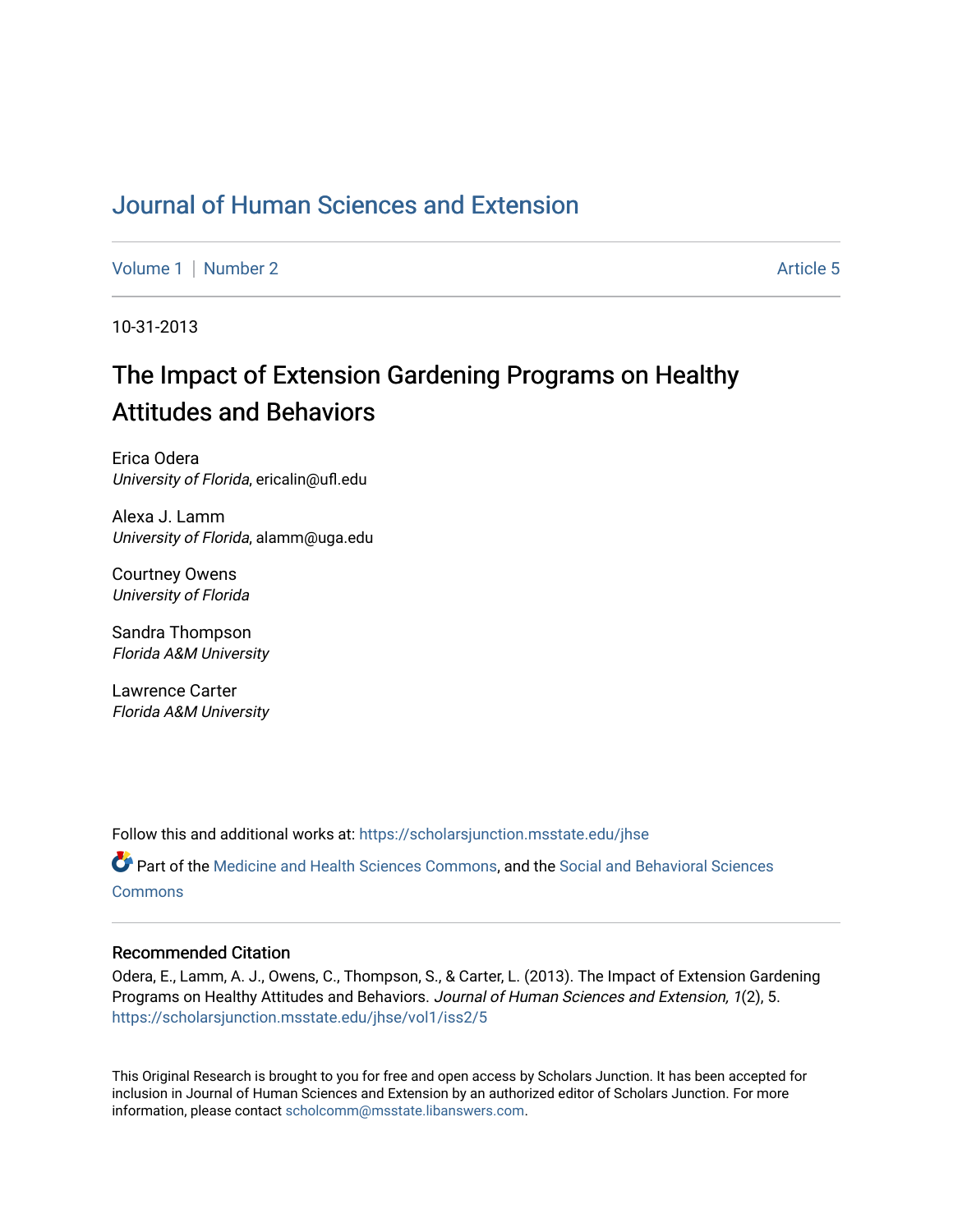# Journal of Human Sciences and Extension

Volume 1 | Number 2 | Article 5

10-31-2013

## The Impact of Extension Gardening Programs on Healthy Attitudes and Behaviors

Erica Odera
*University of Florida*, ericalin@ufl.edu

Alexa J. Lamm
*University of Florida*, alamm@uga.edu

Courtney Owens
*University of Florida*

Sandra Thompson
*Florida A&M University*

Lawrence Carter
*Florida A&M University*

Follow this and additional works at: https://scholarsjunction.msstate.edu/jhse

Part of the Medicine and Health Sciences Commons, and the Social and Behavioral Sciences Commons

### Recommended Citation

Odera, E., Lamm, A. J., Owens, C., Thompson, S., & Carter, L. (2013). The Impact of Extension Gardening Programs on Healthy Attitudes and Behaviors. *Journal of Human Sciences and Extension, 1*(2), 5. https://scholarsjunction.msstate.edu/jhse/vol1/iss2/5

This Original Research is brought to you for free and open access by Scholars Junction. It has been accepted for inclusion in Journal of Human Sciences and Extension by an authorized editor of Scholars Junction. For more information, please contact scholcomm@msstate.libanswers.com.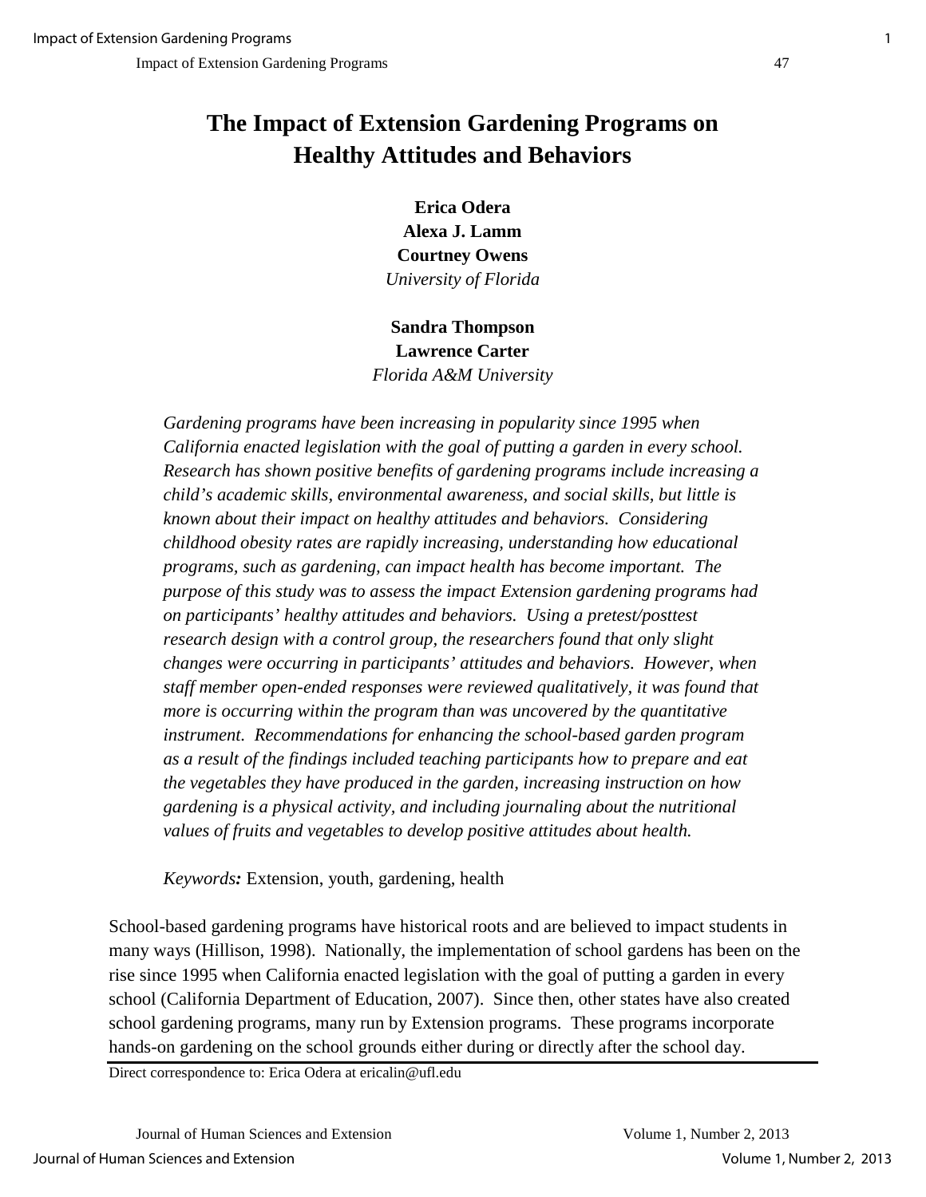# The Impact of Extension Gardening Programs on Healthy Attitudes and Behaviors

**Erica Odera**
**Alexa J. Lamm**
**Courtney Owens**
*University of Florida*

**Sandra Thompson**
**Lawrence Carter**
*Florida A&M University*

*Gardening programs have been increasing in popularity since 1995 when California enacted legislation with the goal of putting a garden in every school. Research has shown positive benefits of gardening programs include increasing a child's academic skills, environmental awareness, and social skills, but little is known about their impact on healthy attitudes and behaviors. Considering childhood obesity rates are rapidly increasing, understanding how educational programs, such as gardening, can impact health has become important. The purpose of this study was to assess the impact Extension gardening programs had on participants' healthy attitudes and behaviors. Using a pretest/posttest research design with a control group, the researchers found that only slight changes were occurring in participants' attitudes and behaviors. However, when staff member open-ended responses were reviewed qualitatively, it was found that more is occurring within the program than was uncovered by the quantitative instrument. Recommendations for enhancing the school-based garden program as a result of the findings included teaching participants how to prepare and eat the vegetables they have produced in the garden, increasing instruction on how gardening is a physical activity, and including journaling about the nutritional values of fruits and vegetables to develop positive attitudes about health.*

*Keywords:* Extension, youth, gardening, health

School-based gardening programs have historical roots and are believed to impact students in many ways (Hillison, 1998). Nationally, the implementation of school gardens has been on the rise since 1995 when California enacted legislation with the goal of putting a garden in every school (California Department of Education, 2007). Since then, other states have also created school gardening programs, many run by Extension programs. These programs incorporate hands-on gardening on the school grounds either during or directly after the school day.

Direct correspondence to: Erica Odera at ericalin@ufl.edu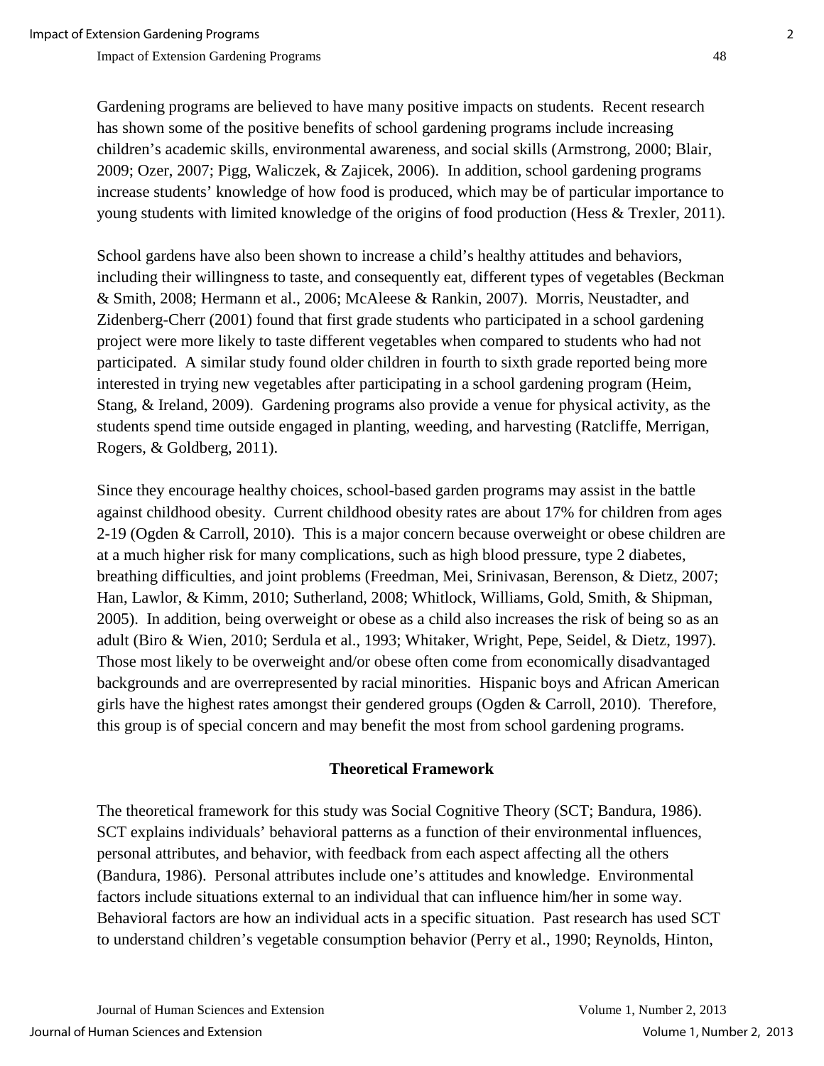Gardening programs are believed to have many positive impacts on students. Recent research has shown some of the positive benefits of school gardening programs include increasing children's academic skills, environmental awareness, and social skills (Armstrong, 2000; Blair, 2009; Ozer, 2007; Pigg, Waliczek, & Zajicek, 2006). In addition, school gardening programs increase students' knowledge of how food is produced, which may be of particular importance to young students with limited knowledge of the origins of food production (Hess & Trexler, 2011).

School gardens have also been shown to increase a child's healthy attitudes and behaviors, including their willingness to taste, and consequently eat, different types of vegetables (Beckman & Smith, 2008; Hermann et al., 2006; McAleese & Rankin, 2007). Morris, Neustadter, and Zidenberg-Cherr (2001) found that first grade students who participated in a school gardening project were more likely to taste different vegetables when compared to students who had not participated. A similar study found older children in fourth to sixth grade reported being more interested in trying new vegetables after participating in a school gardening program (Heim, Stang, & Ireland, 2009). Gardening programs also provide a venue for physical activity, as the students spend time outside engaged in planting, weeding, and harvesting (Ratcliffe, Merrigan, Rogers, & Goldberg, 2011).

Since they encourage healthy choices, school-based garden programs may assist in the battle against childhood obesity. Current childhood obesity rates are about 17% for children from ages 2-19 (Ogden & Carroll, 2010). This is a major concern because overweight or obese children are at a much higher risk for many complications, such as high blood pressure, type 2 diabetes, breathing difficulties, and joint problems (Freedman, Mei, Srinivasan, Berenson, & Dietz, 2007; Han, Lawlor, & Kimm, 2010; Sutherland, 2008; Whitlock, Williams, Gold, Smith, & Shipman, 2005). In addition, being overweight or obese as a child also increases the risk of being so as an adult (Biro & Wien, 2010; Serdula et al., 1993; Whitaker, Wright, Pepe, Seidel, & Dietz, 1997). Those most likely to be overweight and/or obese often come from economically disadvantaged backgrounds and are overrepresented by racial minorities. Hispanic boys and African American girls have the highest rates amongst their gendered groups (Ogden & Carroll, 2010). Therefore, this group is of special concern and may benefit the most from school gardening programs.

## Theoretical Framework

The theoretical framework for this study was Social Cognitive Theory (SCT; Bandura, 1986). SCT explains individuals' behavioral patterns as a function of their environmental influences, personal attributes, and behavior, with feedback from each aspect affecting all the others (Bandura, 1986). Personal attributes include one's attitudes and knowledge. Environmental factors include situations external to an individual that can influence him/her in some way. Behavioral factors are how an individual acts in a specific situation. Past research has used SCT to understand children's vegetable consumption behavior (Perry et al., 1990; Reynolds, Hinton,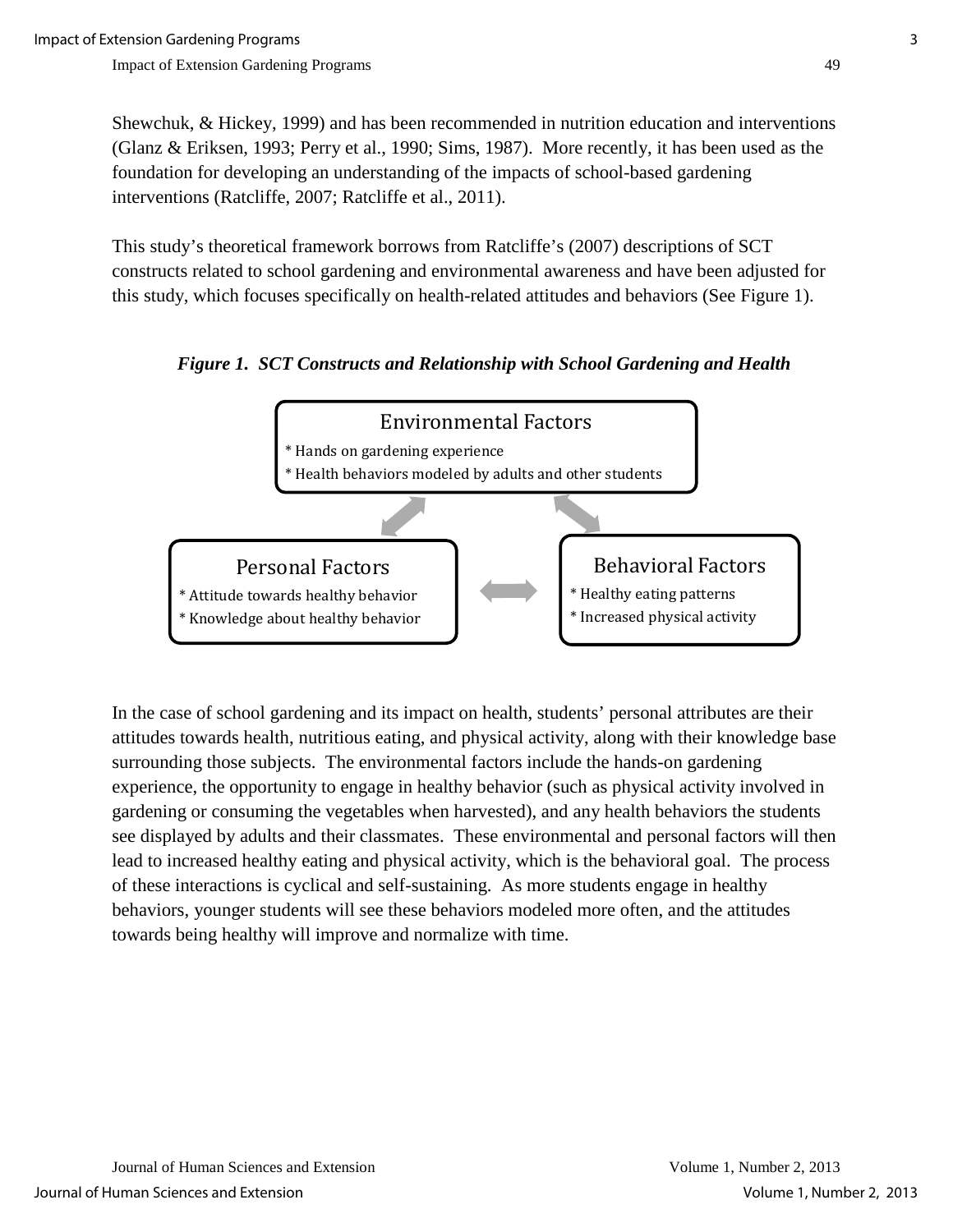Shewchuk, & Hickey, 1999) and has been recommended in nutrition education and interventions (Glanz & Eriksen, 1993; Perry et al., 1990; Sims, 1987). More recently, it has been used as the foundation for developing an understanding of the impacts of school-based gardening interventions (Ratcliffe, 2007; Ratcliffe et al., 2011).

This study's theoretical framework borrows from Ratcliffe's (2007) descriptions of SCT constructs related to school gardening and environmental awareness and have been adjusted for this study, which focuses specifically on health-related attitudes and behaviors (See Figure 1).

***Figure 1. SCT Constructs and Relationship with School Gardening and Health***

Environmental Factors
* Hands on gardening experience
* Health behaviors modeled by adults and other students

Personal Factors
* Attitude towards healthy behavior
* Knowledge about healthy behavior

Behavioral Factors
* Healthy eating patterns
* Increased physical activity

In the case of school gardening and its impact on health, students' personal attributes are their attitudes towards health, nutritious eating, and physical activity, along with their knowledge base surrounding those subjects. The environmental factors include the hands-on gardening experience, the opportunity to engage in healthy behavior (such as physical activity involved in gardening or consuming the vegetables when harvested), and any health behaviors the students see displayed by adults and their classmates. These environmental and personal factors will then lead to increased healthy eating and physical activity, which is the behavioral goal. The process of these interactions is cyclical and self-sustaining. As more students engage in healthy behaviors, younger students will see these behaviors modeled more often, and the attitudes towards being healthy will improve and normalize with time.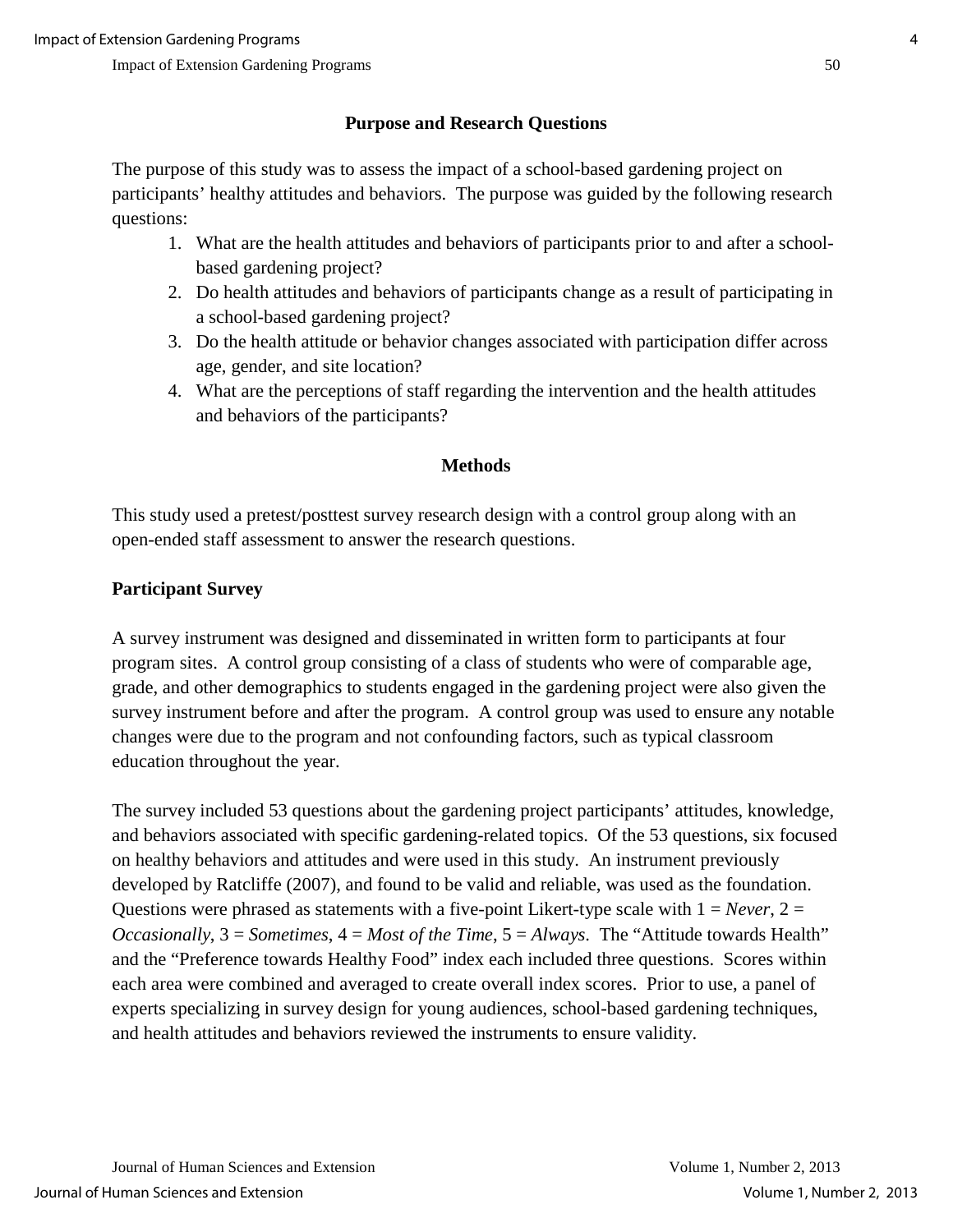## Purpose and Research Questions

The purpose of this study was to assess the impact of a school-based gardening project on participants' healthy attitudes and behaviors. The purpose was guided by the following research questions:

1. What are the health attitudes and behaviors of participants prior to and after a school-based gardening project?
2. Do health attitudes and behaviors of participants change as a result of participating in a school-based gardening project?
3. Do the health attitude or behavior changes associated with participation differ across age, gender, and site location?
4. What are the perceptions of staff regarding the intervention and the health attitudes and behaviors of the participants?

## Methods

This study used a pretest/posttest survey research design with a control group along with an open-ended staff assessment to answer the research questions.

### Participant Survey

A survey instrument was designed and disseminated in written form to participants at four program sites. A control group consisting of a class of students who were of comparable age, grade, and other demographics to students engaged in the gardening project were also given the survey instrument before and after the program. A control group was used to ensure any notable changes were due to the program and not confounding factors, such as typical classroom education throughout the year.

The survey included 53 questions about the gardening project participants' attitudes, knowledge, and behaviors associated with specific gardening-related topics. Of the 53 questions, six focused on healthy behaviors and attitudes and were used in this study. An instrument previously developed by Ratcliffe (2007), and found to be valid and reliable, was used as the foundation. Questions were phrased as statements with a five-point Likert-type scale with 1 = *Never*, 2 = *Occasionally*, 3 = *Sometimes*, 4 = *Most of the Time*, 5 = *Always*. The "Attitude towards Health" and the "Preference towards Healthy Food" index each included three questions. Scores within each area were combined and averaged to create overall index scores. Prior to use, a panel of experts specializing in survey design for young audiences, school-based gardening techniques, and health attitudes and behaviors reviewed the instruments to ensure validity.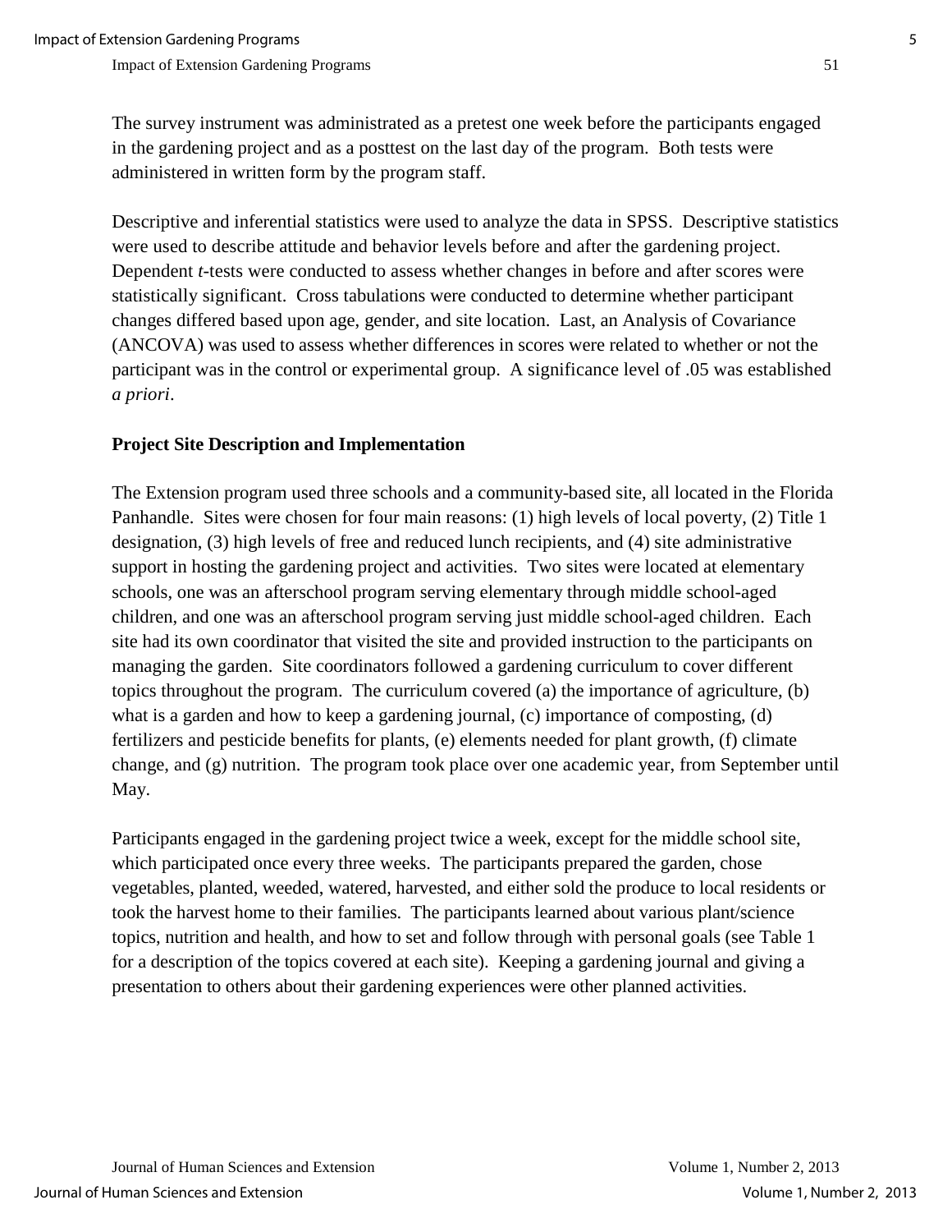The survey instrument was administrated as a pretest one week before the participants engaged in the gardening project and as a posttest on the last day of the program. Both tests were administered in written form by the program staff.

Descriptive and inferential statistics were used to analyze the data in SPSS. Descriptive statistics were used to describe attitude and behavior levels before and after the gardening project. Dependent *t*-tests were conducted to assess whether changes in before and after scores were statistically significant. Cross tabulations were conducted to determine whether participant changes differed based upon age, gender, and site location. Last, an Analysis of Covariance (ANCOVA) was used to assess whether differences in scores were related to whether or not the participant was in the control or experimental group. A significance level of .05 was established *a priori*.

**Project Site Description and Implementation**

The Extension program used three schools and a community-based site, all located in the Florida Panhandle. Sites were chosen for four main reasons: (1) high levels of local poverty, (2) Title 1 designation, (3) high levels of free and reduced lunch recipients, and (4) site administrative support in hosting the gardening project and activities. Two sites were located at elementary schools, one was an afterschool program serving elementary through middle school-aged children, and one was an afterschool program serving just middle school-aged children. Each site had its own coordinator that visited the site and provided instruction to the participants on managing the garden. Site coordinators followed a gardening curriculum to cover different topics throughout the program. The curriculum covered (a) the importance of agriculture, (b) what is a garden and how to keep a gardening journal, (c) importance of composting, (d) fertilizers and pesticide benefits for plants, (e) elements needed for plant growth, (f) climate change, and (g) nutrition. The program took place over one academic year, from September until May.

Participants engaged in the gardening project twice a week, except for the middle school site, which participated once every three weeks. The participants prepared the garden, chose vegetables, planted, weeded, watered, harvested, and either sold the produce to local residents or took the harvest home to their families. The participants learned about various plant/science topics, nutrition and health, and how to set and follow through with personal goals (see Table 1 for a description of the topics covered at each site). Keeping a gardening journal and giving a presentation to others about their gardening experiences were other planned activities.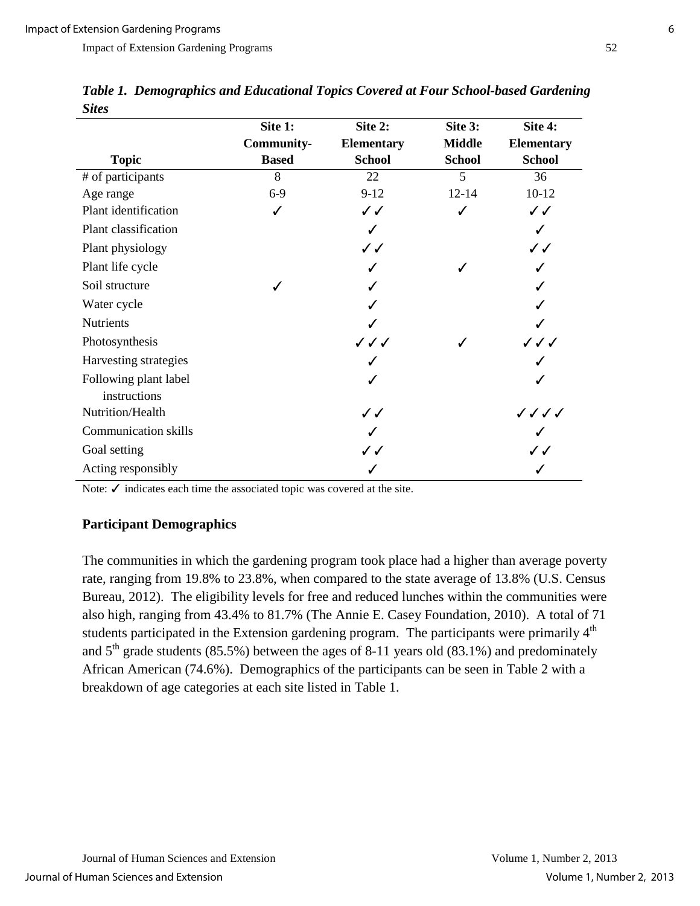*Table 1. Demographics and Educational Topics Covered at Four School-based Gardening Sites*

| Topic | Site 1: Community-Based | Site 2: Elementary School | Site 3: Middle School | Site 4: Elementary School |
|---|---|---|---|---|
| # of participants | 8 | 22 | 5 | 36 |
| Age range | 6-9 | 9-12 | 12-14 | 10-12 |
| Plant identification | ✓ | ✓✓ | ✓ | ✓✓ |
| Plant classification | | ✓ | | ✓ |
| Plant physiology | | ✓✓ | | ✓✓ |
| Plant life cycle | | ✓ | ✓ | ✓ |
| Soil structure | ✓ | ✓ | | ✓ |
| Water cycle | | ✓ | | ✓ |
| Nutrients | | ✓ | | ✓ |
| Photosynthesis | | ✓✓✓ | ✓ | ✓✓✓ |
| Harvesting strategies | | ✓ | | ✓ |
| Following plant label instructions | | ✓ | | ✓ |
| Nutrition/Health | | ✓✓ | | ✓✓✓✓ |
| Communication skills | | ✓ | | ✓ |
| Goal setting | | ✓✓ | | ✓✓ |
| Acting responsibly | | ✓ | | ✓ |

Note: ✓ indicates each time the associated topic was covered at the site.

### Participant Demographics

The communities in which the gardening program took place had a higher than average poverty rate, ranging from 19.8% to 23.8%, when compared to the state average of 13.8% (U.S. Census Bureau, 2012). The eligibility levels for free and reduced lunches within the communities were also high, ranging from 43.4% to 81.7% (The Annie E. Casey Foundation, 2010). A total of 71 students participated in the Extension gardening program. The participants were primarily 4th and 5th grade students (85.5%) between the ages of 8-11 years old (83.1%) and predominately African American (74.6%). Demographics of the participants can be seen in Table 2 with a breakdown of age categories at each site listed in Table 1.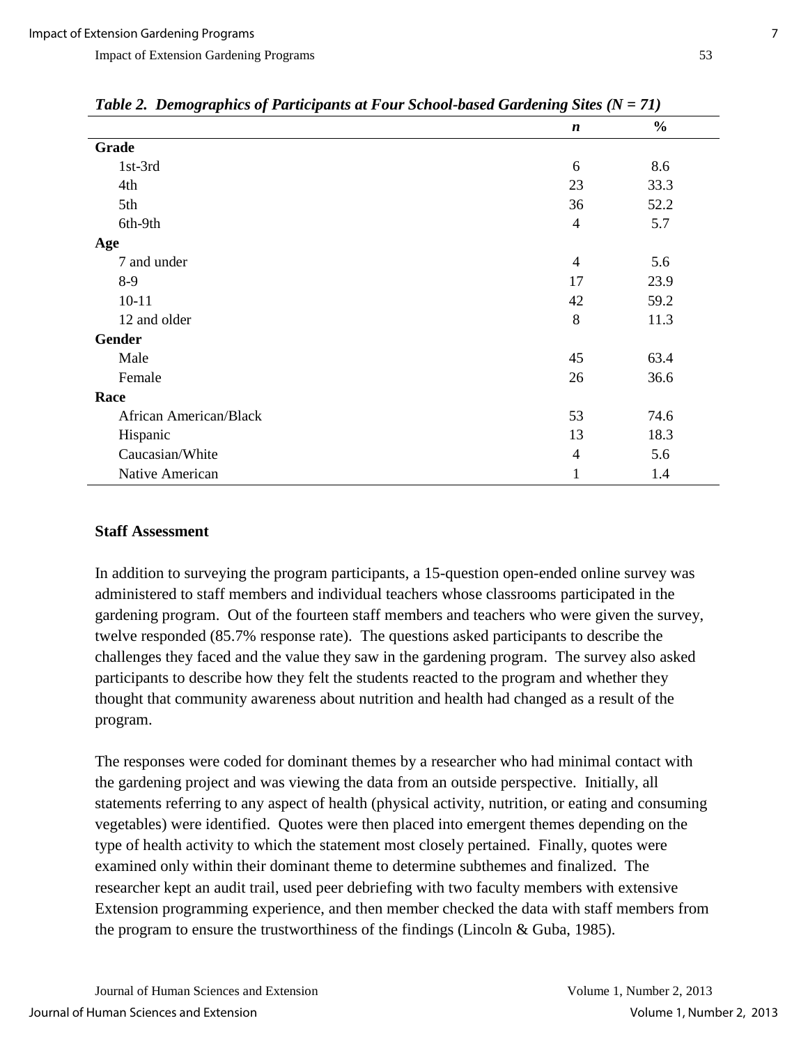*Table 2. Demographics of Participants at Four School-based Gardening Sites (N = 71)*

| | *n* | % |
|---|---|---|
| **Grade** | | |
| 1st-3rd | 6 | 8.6 |
| 4th | 23 | 33.3 |
| 5th | 36 | 52.2 |
| 6th-9th | 4 | 5.7 |
| **Age** | | |
| 7 and under | 4 | 5.6 |
| 8-9 | 17 | 23.9 |
| 10-11 | 42 | 59.2 |
| 12 and older | 8 | 11.3 |
| **Gender** | | |
| Male | 45 | 63.4 |
| Female | 26 | 36.6 |
| **Race** | | |
| African American/Black | 53 | 74.6 |
| Hispanic | 13 | 18.3 |
| Caucasian/White | 4 | 5.6 |
| Native American | 1 | 1.4 |

### Staff Assessment

In addition to surveying the program participants, a 15-question open-ended online survey was administered to staff members and individual teachers whose classrooms participated in the gardening program. Out of the fourteen staff members and teachers who were given the survey, twelve responded (85.7% response rate). The questions asked participants to describe the challenges they faced and the value they saw in the gardening program. The survey also asked participants to describe how they felt the students reacted to the program and whether they thought that community awareness about nutrition and health had changed as a result of the program.

The responses were coded for dominant themes by a researcher who had minimal contact with the gardening project and was viewing the data from an outside perspective. Initially, all statements referring to any aspect of health (physical activity, nutrition, or eating and consuming vegetables) were identified. Quotes were then placed into emergent themes depending on the type of health activity to which the statement most closely pertained. Finally, quotes were examined only within their dominant theme to determine subthemes and finalized. The researcher kept an audit trail, used peer debriefing with two faculty members with extensive Extension programming experience, and then member checked the data with staff members from the program to ensure the trustworthiness of the findings (Lincoln & Guba, 1985).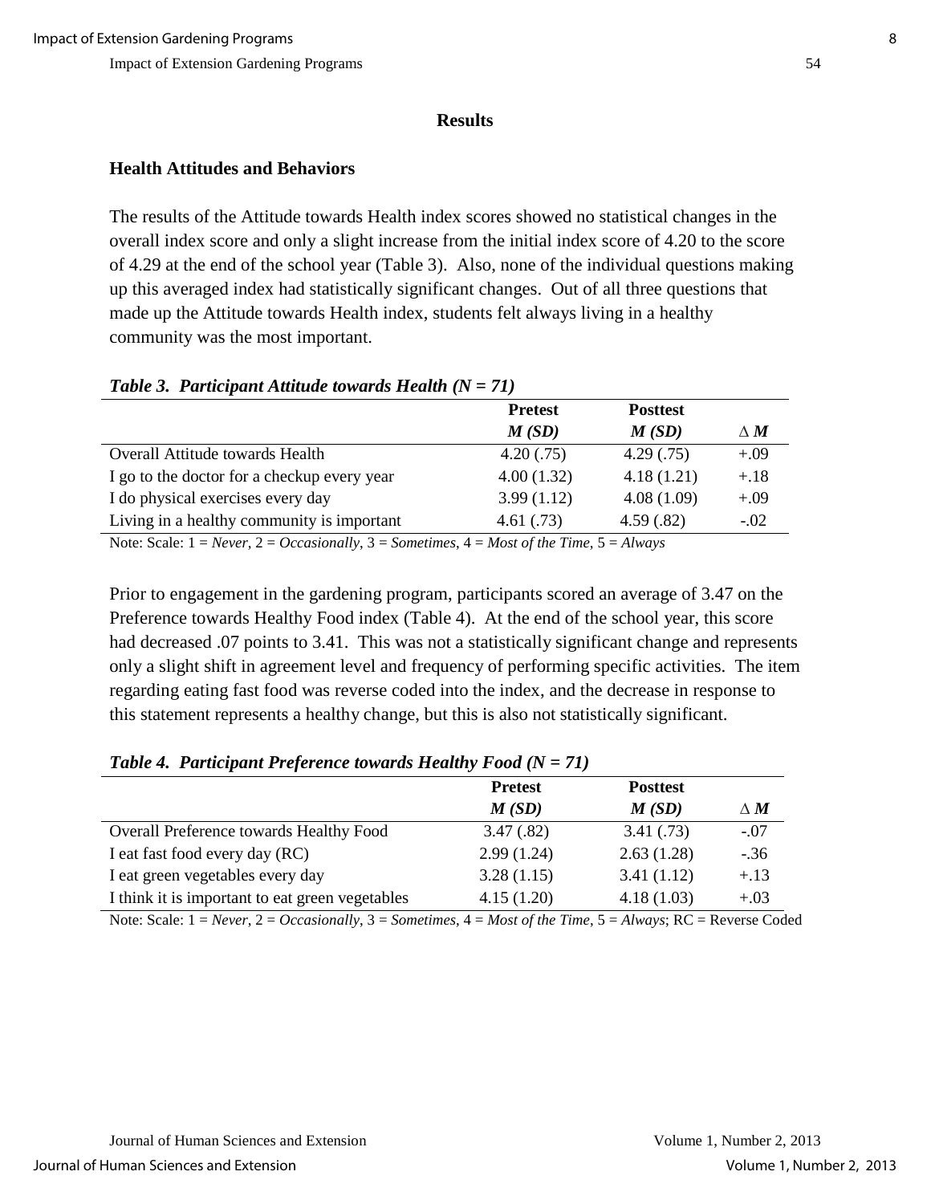## Results

### Health Attitudes and Behaviors

The results of the Attitude towards Health index scores showed no statistical changes in the overall index score and only a slight increase from the initial index score of 4.20 to the score of 4.29 at the end of the school year (Table 3). Also, none of the individual questions making up this averaged index had statistically significant changes. Out of all three questions that made up the Attitude towards Health index, students felt always living in a healthy community was the most important.

***Table 3. Participant Attitude towards Health (N = 71)***

| | **Pretest** | **Posttest** | |
|---|---|---|---|
| | ***M (SD)*** | ***M (SD)*** | **Δ *M*** |
| Overall Attitude towards Health | 4.20 (.75) | 4.29 (.75) | +.09 |
| I go to the doctor for a checkup every year | 4.00 (1.32) | 4.18 (1.21) | +.18 |
| I do physical exercises every day | 3.99 (1.12) | 4.08 (1.09) | +.09 |
| Living in a healthy community is important | 4.61 (.73) | 4.59 (.82) | -.02 |

Note: Scale: 1 = *Never*, 2 = *Occasionally*, 3 = *Sometimes*, 4 = *Most of the Time*, 5 = *Always*

Prior to engagement in the gardening program, participants scored an average of 3.47 on the Preference towards Healthy Food index (Table 4). At the end of the school year, this score had decreased .07 points to 3.41. This was not a statistically significant change and represents only a slight shift in agreement level and frequency of performing specific activities. The item regarding eating fast food was reverse coded into the index, and the decrease in response to this statement represents a healthy change, but this is also not statistically significant.

***Table 4. Participant Preference towards Healthy Food (N = 71)***

| | **Pretest** | **Posttest** | |
|---|---|---|---|
| | ***M (SD)*** | ***M (SD)*** | **Δ *M*** |
| Overall Preference towards Healthy Food | 3.47 (.82) | 3.41 (.73) | -.07 |
| I eat fast food every day (RC) | 2.99 (1.24) | 2.63 (1.28) | -.36 |
| I eat green vegetables every day | 3.28 (1.15) | 3.41 (1.12) | +.13 |
| I think it is important to eat green vegetables | 4.15 (1.20) | 4.18 (1.03) | +.03 |

Note: Scale: 1 = *Never*, 2 = *Occasionally*, 3 = *Sometimes*, 4 = *Most of the Time*, 5 = *Always*; RC = Reverse Coded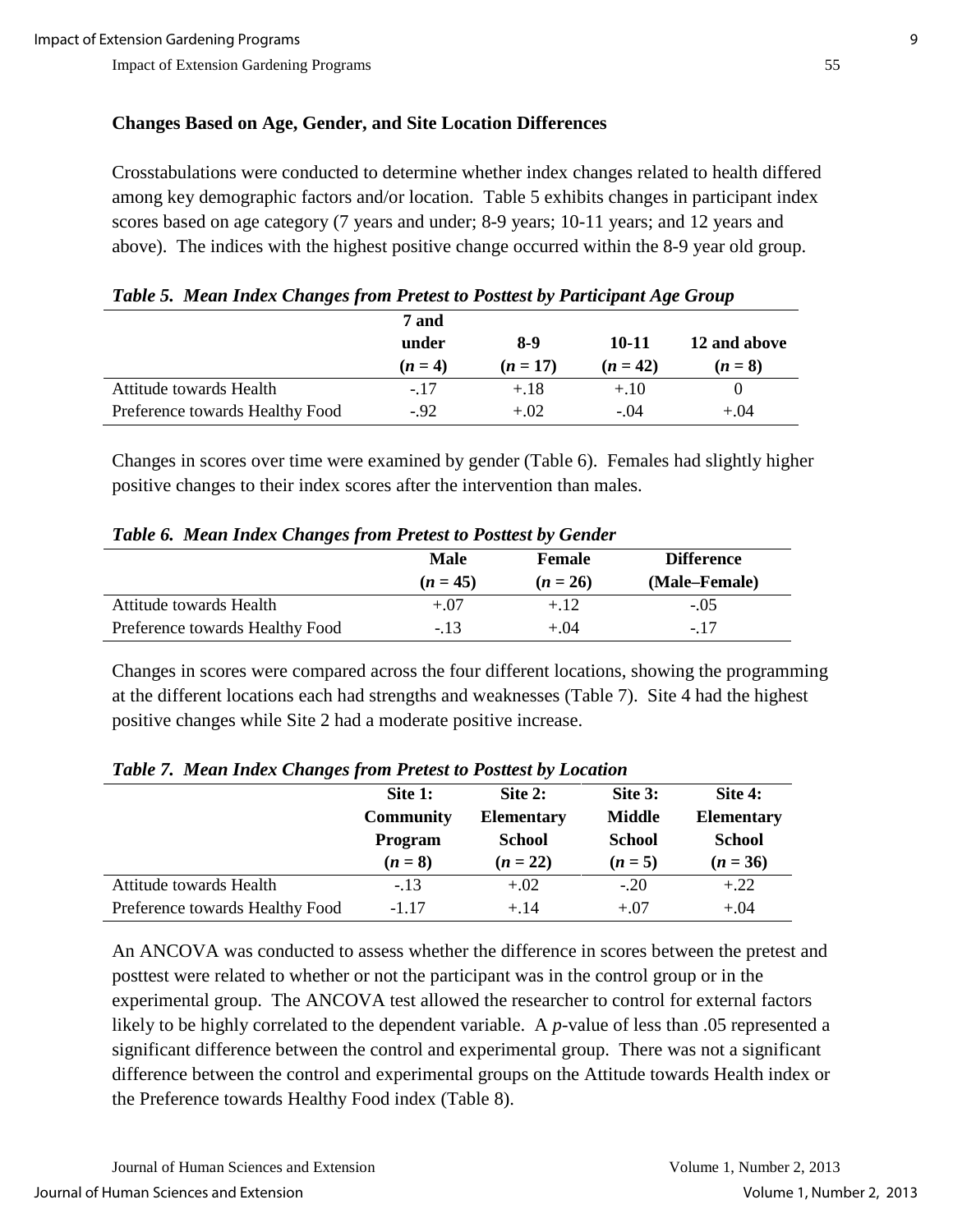### Changes Based on Age, Gender, and Site Location Differences

Crosstabulations were conducted to determine whether index changes related to health differed among key demographic factors and/or location. Table 5 exhibits changes in participant index scores based on age category (7 years and under; 8-9 years; 10-11 years; and 12 years and above). The indices with the highest positive change occurred within the 8-9 year old group.

***Table 5. Mean Index Changes from Pretest to Posttest by Participant Age Group***

| | 7 and under ($n$ = 4) | 8-9 ($n$ = 17) | 10-11 ($n$ = 42) | 12 and above ($n$ = 8) |
|---|---|---|---|---|
| Attitude towards Health | -.17 | +.18 | +.10 | 0 |
| Preference towards Healthy Food | -.92 | +.02 | -.04 | +.04 |

Changes in scores over time were examined by gender (Table 6). Females had slightly higher positive changes to their index scores after the intervention than males.

***Table 6. Mean Index Changes from Pretest to Posttest by Gender***

| | Male ($n$ = 45) | Female ($n$ = 26) | Difference (Male–Female) |
|---|---|---|---|
| Attitude towards Health | +.07 | +.12 | -.05 |
| Preference towards Healthy Food | -.13 | +.04 | -.17 |

Changes in scores were compared across the four different locations, showing the programming at the different locations each had strengths and weaknesses (Table 7). Site 4 had the highest positive changes while Site 2 had a moderate positive increase.

***Table 7. Mean Index Changes from Pretest to Posttest by Location***

| | Site 1: Community Program ($n$ = 8) | Site 2: Elementary School ($n$ = 22) | Site 3: Middle School ($n$ = 5) | Site 4: Elementary School ($n$ = 36) |
|---|---|---|---|---|
| Attitude towards Health | -.13 | +.02 | -.20 | +.22 |
| Preference towards Healthy Food | -1.17 | +.14 | +.07 | +.04 |

An ANCOVA was conducted to assess whether the difference in scores between the pretest and posttest were related to whether or not the participant was in the control group or in the experimental group. The ANCOVA test allowed the researcher to control for external factors likely to be highly correlated to the dependent variable. A $p$-value of less than .05 represented a significant difference between the control and experimental group. There was not a significant difference between the control and experimental groups on the Attitude towards Health index or the Preference towards Healthy Food index (Table 8).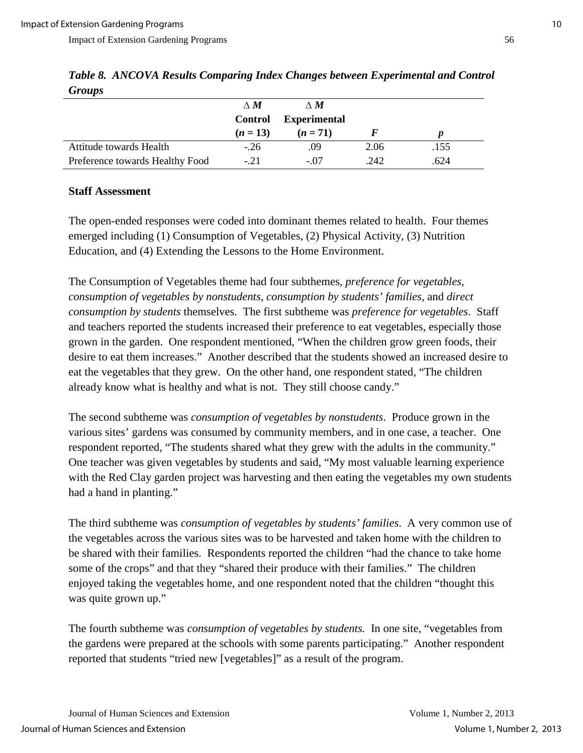***Table 8. ANCOVA Results Comparing Index Changes between Experimental and Control Groups***

| | **∆ *M* Control (*n* = 13)** | **∆ *M* Experimental (*n* = 71)** | ***F*** | ***p*** |
|---|---|---|---|---|
| Attitude towards Health | -.26 | .09 | 2.06 | .155 |
| Preference towards Healthy Food | -.21 | -.07 | .242 | .624 |

**Staff Assessment**

The open-ended responses were coded into dominant themes related to health. Four themes emerged including (1) Consumption of Vegetables, (2) Physical Activity, (3) Nutrition Education, and (4) Extending the Lessons to the Home Environment.

The Consumption of Vegetables theme had four subthemes, *preference for vegetables*, *consumption of vegetables by nonstudents*, *consumption by students' families*, and *direct consumption by students* themselves. The first subtheme was *preference for vegetables*. Staff and teachers reported the students increased their preference to eat vegetables, especially those grown in the garden. One respondent mentioned, "When the children grow green foods, their desire to eat them increases." Another described that the students showed an increased desire to eat the vegetables that they grew. On the other hand, one respondent stated, "The children already know what is healthy and what is not. They still choose candy."

The second subtheme was *consumption of vegetables by nonstudents*. Produce grown in the various sites' gardens was consumed by community members, and in one case, a teacher. One respondent reported, "The students shared what they grew with the adults in the community." One teacher was given vegetables by students and said, "My most valuable learning experience with the Red Clay garden project was harvesting and then eating the vegetables my own students had a hand in planting."

The third subtheme was *consumption of vegetables by students' families*. A very common use of the vegetables across the various sites was to be harvested and taken home with the children to be shared with their families. Respondents reported the children "had the chance to take home some of the crops" and that they "shared their produce with their families." The children enjoyed taking the vegetables home, and one respondent noted that the children "thought this was quite grown up."

The fourth subtheme was *consumption of vegetables by students.* In one site, "vegetables from the gardens were prepared at the schools with some parents participating." Another respondent reported that students "tried new [vegetables]" as a result of the program.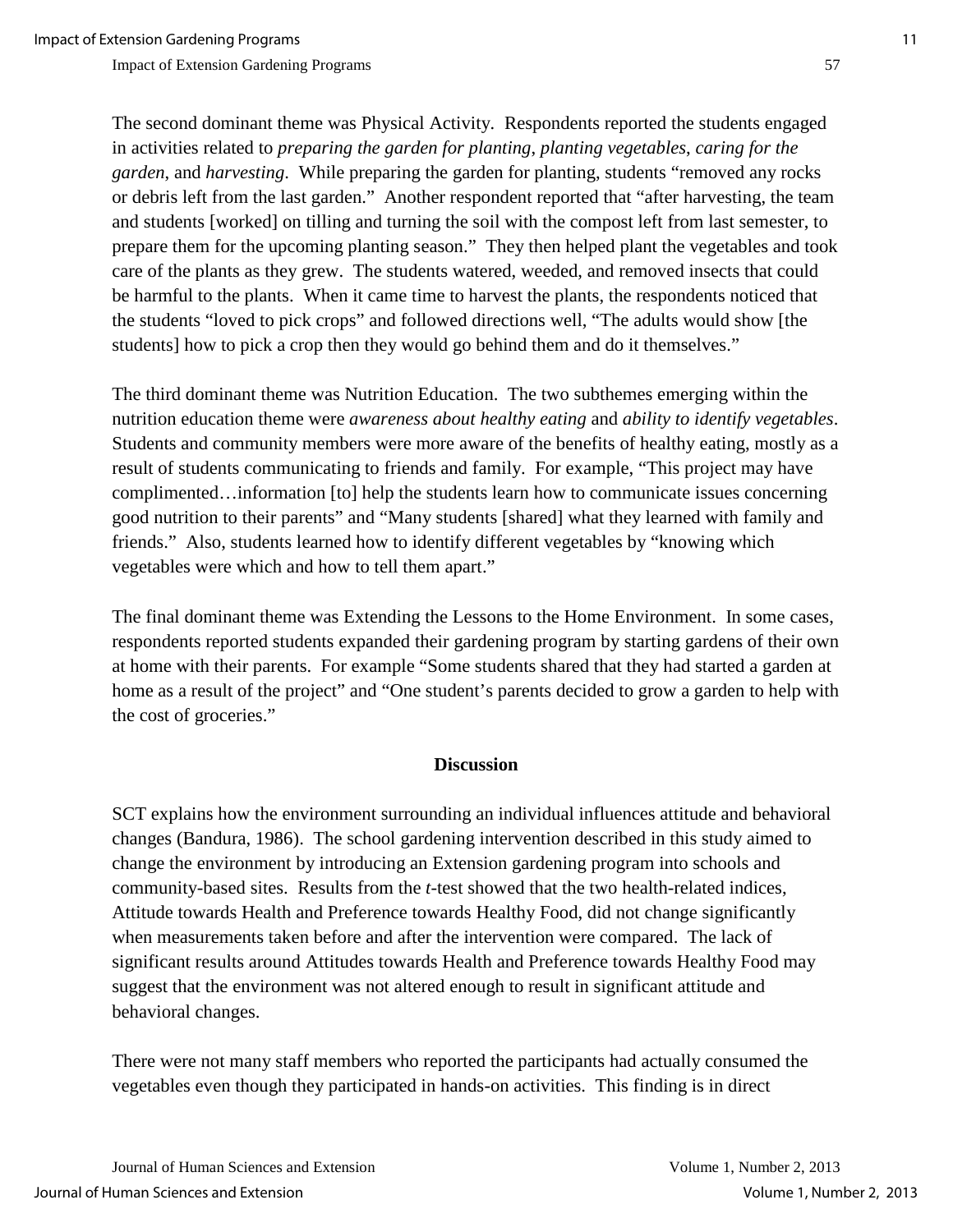The second dominant theme was Physical Activity. Respondents reported the students engaged in activities related to *preparing the garden for planting*, *planting vegetables*, *caring for the garden*, and *harvesting*. While preparing the garden for planting, students "removed any rocks or debris left from the last garden." Another respondent reported that "after harvesting, the team and students [worked] on tilling and turning the soil with the compost left from last semester, to prepare them for the upcoming planting season." They then helped plant the vegetables and took care of the plants as they grew. The students watered, weeded, and removed insects that could be harmful to the plants. When it came time to harvest the plants, the respondents noticed that the students "loved to pick crops" and followed directions well, "The adults would show [the students] how to pick a crop then they would go behind them and do it themselves."

The third dominant theme was Nutrition Education. The two subthemes emerging within the nutrition education theme were *awareness about healthy eating* and *ability to identify vegetables*. Students and community members were more aware of the benefits of healthy eating, mostly as a result of students communicating to friends and family. For example, "This project may have complimented…information [to] help the students learn how to communicate issues concerning good nutrition to their parents" and "Many students [shared] what they learned with family and friends." Also, students learned how to identify different vegetables by "knowing which vegetables were which and how to tell them apart."

The final dominant theme was Extending the Lessons to the Home Environment. In some cases, respondents reported students expanded their gardening program by starting gardens of their own at home with their parents. For example "Some students shared that they had started a garden at home as a result of the project" and "One student's parents decided to grow a garden to help with the cost of groceries."

## Discussion

SCT explains how the environment surrounding an individual influences attitude and behavioral changes (Bandura, 1986). The school gardening intervention described in this study aimed to change the environment by introducing an Extension gardening program into schools and community-based sites. Results from the *t*-test showed that the two health-related indices, Attitude towards Health and Preference towards Healthy Food, did not change significantly when measurements taken before and after the intervention were compared. The lack of significant results around Attitudes towards Health and Preference towards Healthy Food may suggest that the environment was not altered enough to result in significant attitude and behavioral changes.

There were not many staff members who reported the participants had actually consumed the vegetables even though they participated in hands-on activities. This finding is in direct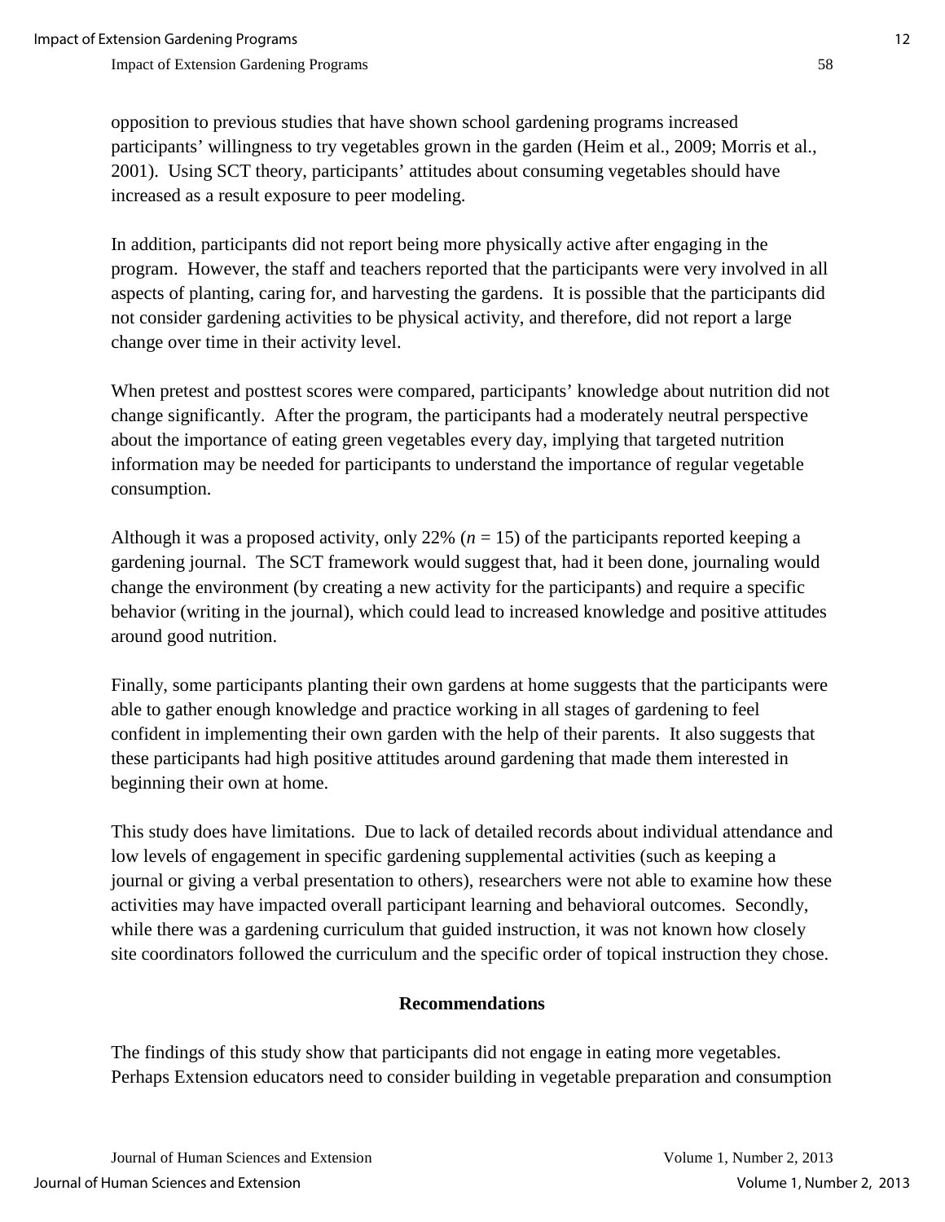opposition to previous studies that have shown school gardening programs increased participants' willingness to try vegetables grown in the garden (Heim et al., 2009; Morris et al., 2001). Using SCT theory, participants' attitudes about consuming vegetables should have increased as a result exposure to peer modeling.

In addition, participants did not report being more physically active after engaging in the program. However, the staff and teachers reported that the participants were very involved in all aspects of planting, caring for, and harvesting the gardens. It is possible that the participants did not consider gardening activities to be physical activity, and therefore, did not report a large change over time in their activity level.

When pretest and posttest scores were compared, participants' knowledge about nutrition did not change significantly. After the program, the participants had a moderately neutral perspective about the importance of eating green vegetables every day, implying that targeted nutrition information may be needed for participants to understand the importance of regular vegetable consumption.

Although it was a proposed activity, only 22% ($n$ = 15) of the participants reported keeping a gardening journal. The SCT framework would suggest that, had it been done, journaling would change the environment (by creating a new activity for the participants) and require a specific behavior (writing in the journal), which could lead to increased knowledge and positive attitudes around good nutrition.

Finally, some participants planting their own gardens at home suggests that the participants were able to gather enough knowledge and practice working in all stages of gardening to feel confident in implementing their own garden with the help of their parents. It also suggests that these participants had high positive attitudes around gardening that made them interested in beginning their own at home.

This study does have limitations. Due to lack of detailed records about individual attendance and low levels of engagement in specific gardening supplemental activities (such as keeping a journal or giving a verbal presentation to others), researchers were not able to examine how these activities may have impacted overall participant learning and behavioral outcomes. Secondly, while there was a gardening curriculum that guided instruction, it was not known how closely site coordinators followed the curriculum and the specific order of topical instruction they chose.

## Recommendations

The findings of this study show that participants did not engage in eating more vegetables. Perhaps Extension educators need to consider building in vegetable preparation and consumption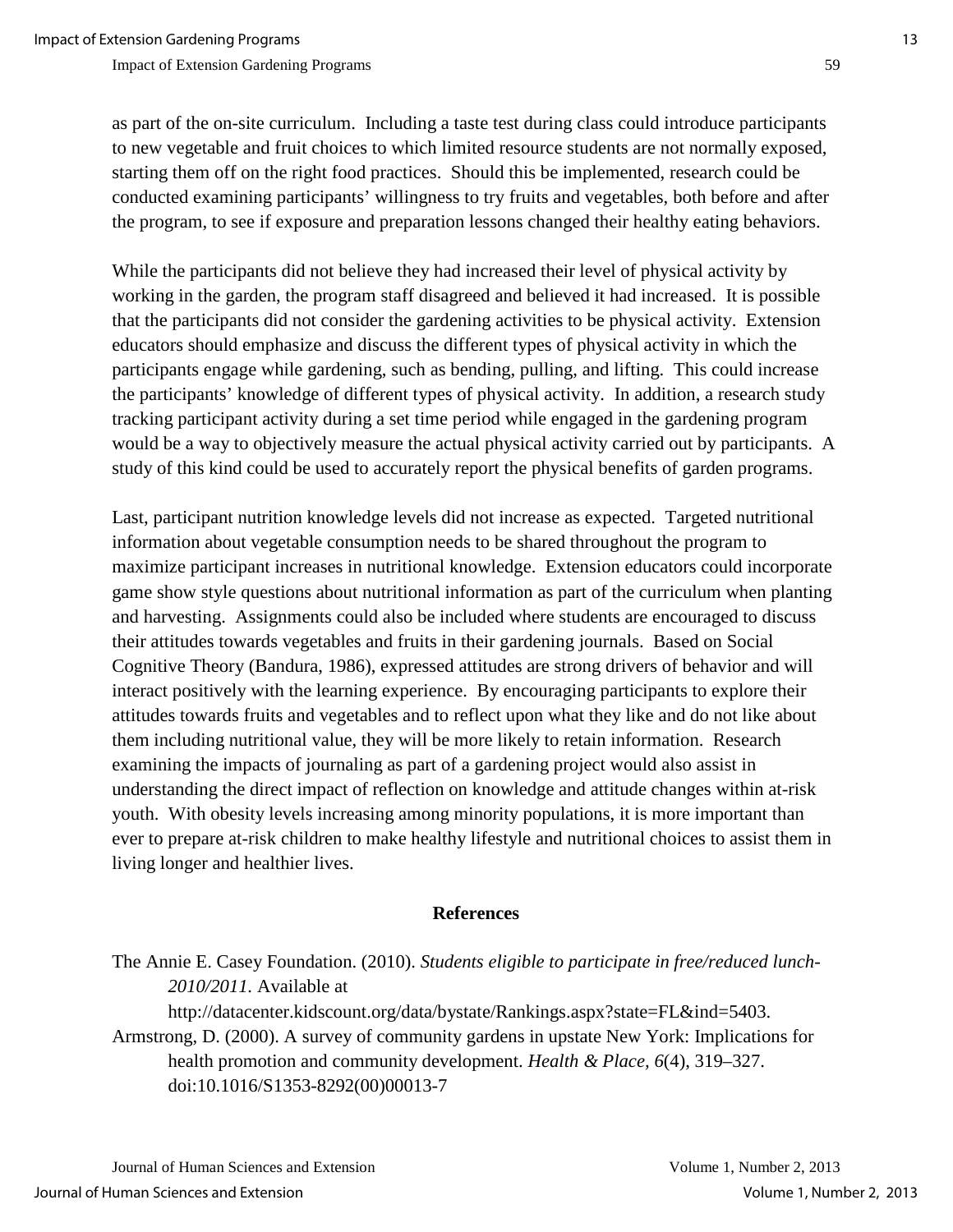as part of the on-site curriculum. Including a taste test during class could introduce participants to new vegetable and fruit choices to which limited resource students are not normally exposed, starting them off on the right food practices. Should this be implemented, research could be conducted examining participants' willingness to try fruits and vegetables, both before and after the program, to see if exposure and preparation lessons changed their healthy eating behaviors.

While the participants did not believe they had increased their level of physical activity by working in the garden, the program staff disagreed and believed it had increased. It is possible that the participants did not consider the gardening activities to be physical activity. Extension educators should emphasize and discuss the different types of physical activity in which the participants engage while gardening, such as bending, pulling, and lifting. This could increase the participants' knowledge of different types of physical activity. In addition, a research study tracking participant activity during a set time period while engaged in the gardening program would be a way to objectively measure the actual physical activity carried out by participants. A study of this kind could be used to accurately report the physical benefits of garden programs.

Last, participant nutrition knowledge levels did not increase as expected. Targeted nutritional information about vegetable consumption needs to be shared throughout the program to maximize participant increases in nutritional knowledge. Extension educators could incorporate game show style questions about nutritional information as part of the curriculum when planting and harvesting. Assignments could also be included where students are encouraged to discuss their attitudes towards vegetables and fruits in their gardening journals. Based on Social Cognitive Theory (Bandura, 1986), expressed attitudes are strong drivers of behavior and will interact positively with the learning experience. By encouraging participants to explore their attitudes towards fruits and vegetables and to reflect upon what they like and do not like about them including nutritional value, they will be more likely to retain information. Research examining the impacts of journaling as part of a gardening project would also assist in understanding the direct impact of reflection on knowledge and attitude changes within at-risk youth. With obesity levels increasing among minority populations, it is more important than ever to prepare at-risk children to make healthy lifestyle and nutritional choices to assist them in living longer and healthier lives.

## References

The Annie E. Casey Foundation. (2010). *Students eligible to participate in free/reduced lunch-2010/2011*. Available at http://datacenter.kidscount.org/data/bystate/Rankings.aspx?state=FL&ind=5403.

Armstrong, D. (2000). A survey of community gardens in upstate New York: Implications for health promotion and community development. *Health & Place*, *6*(4), 319–327. doi:10.1016/S1353-8292(00)00013-7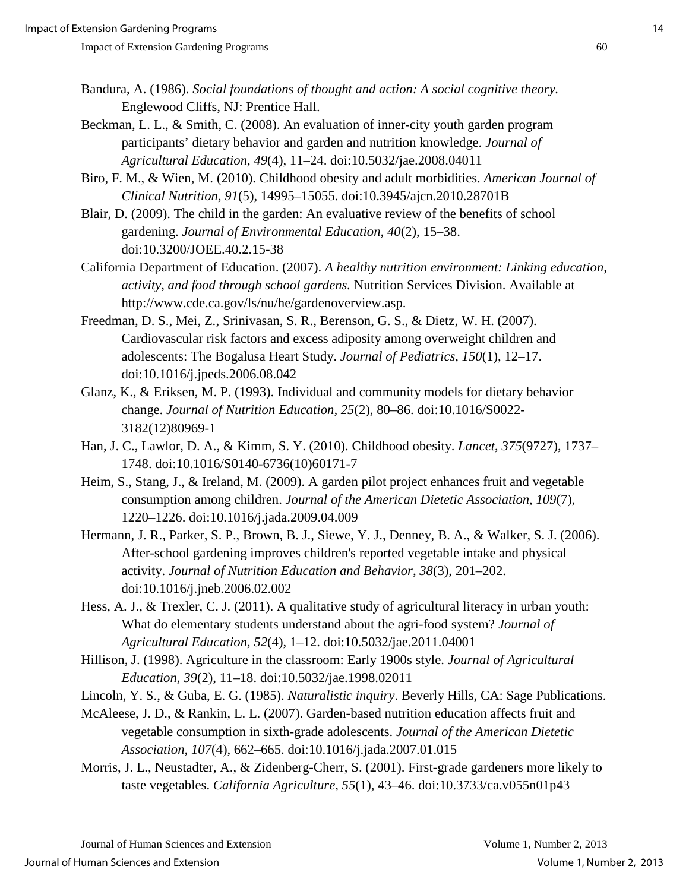Bandura, A. (1986). *Social foundations of thought and action: A social cognitive theory.* Englewood Cliffs, NJ: Prentice Hall.

Beckman, L. L., & Smith, C. (2008). An evaluation of inner-city youth garden program participants' dietary behavior and garden and nutrition knowledge. *Journal of Agricultural Education, 49*(4), 11–24. doi:10.5032/jae.2008.04011

Biro, F. M., & Wien, M. (2010). Childhood obesity and adult morbidities. *American Journal of Clinical Nutrition, 91*(5), 14995–15055. doi:10.3945/ajcn.2010.28701B

Blair, D. (2009). The child in the garden: An evaluative review of the benefits of school gardening. *Journal of Environmental Education, 40*(2), 15–38. doi:10.3200/JOEE.40.2.15-38

California Department of Education. (2007). *A healthy nutrition environment: Linking education, activity, and food through school gardens.* Nutrition Services Division. Available at http://www.cde.ca.gov/ls/nu/he/gardenoverview.asp.

Freedman, D. S., Mei, Z., Srinivasan, S. R., Berenson, G. S., & Dietz, W. H. (2007). Cardiovascular risk factors and excess adiposity among overweight children and adolescents: The Bogalusa Heart Study. *Journal of Pediatrics*, *150*(1), 12–17. doi:10.1016/j.jpeds.2006.08.042

Glanz, K., & Eriksen, M. P. (1993). Individual and community models for dietary behavior change. *Journal of Nutrition Education*, *25*(2), 80–86. doi:10.1016/S0022-3182(12)80969-1

Han, J. C., Lawlor, D. A., & Kimm, S. Y. (2010). Childhood obesity. *Lancet*, *375*(9727), 1737–1748. doi:10.1016/S0140-6736(10)60171-7

Heim, S., Stang, J., & Ireland, M. (2009). A garden pilot project enhances fruit and vegetable consumption among children. *Journal of the American Dietetic Association, 109*(7), 1220–1226. doi:10.1016/j.jada.2009.04.009

Hermann, J. R., Parker, S. P., Brown, B. J., Siewe, Y. J., Denney, B. A., & Walker, S. J. (2006). After-school gardening improves children's reported vegetable intake and physical activity. *Journal of Nutrition Education and Behavior*, *38*(3), 201–202. doi:10.1016/j.jneb.2006.02.002

Hess, A. J., & Trexler, C. J. (2011). A qualitative study of agricultural literacy in urban youth: What do elementary students understand about the agri-food system? *Journal of Agricultural Education, 52*(4), 1–12. doi:10.5032/jae.2011.04001

Hillison, J. (1998). Agriculture in the classroom: Early 1900s style. *Journal of Agricultural Education, 39*(2), 11–18. doi:10.5032/jae.1998.02011

Lincoln, Y. S., & Guba, E. G. (1985). *Naturalistic inquiry*. Beverly Hills, CA: Sage Publications.

McAleese, J. D., & Rankin, L. L. (2007). Garden-based nutrition education affects fruit and vegetable consumption in sixth-grade adolescents. *Journal of the American Dietetic Association, 107*(4), 662–665. doi:10.1016/j.jada.2007.01.015

Morris, J. L., Neustadter, A., & Zidenberg-Cherr, S. (2001). First-grade gardeners more likely to taste vegetables. *California Agriculture, 55*(1), 43–46. doi:10.3733/ca.v055n01p43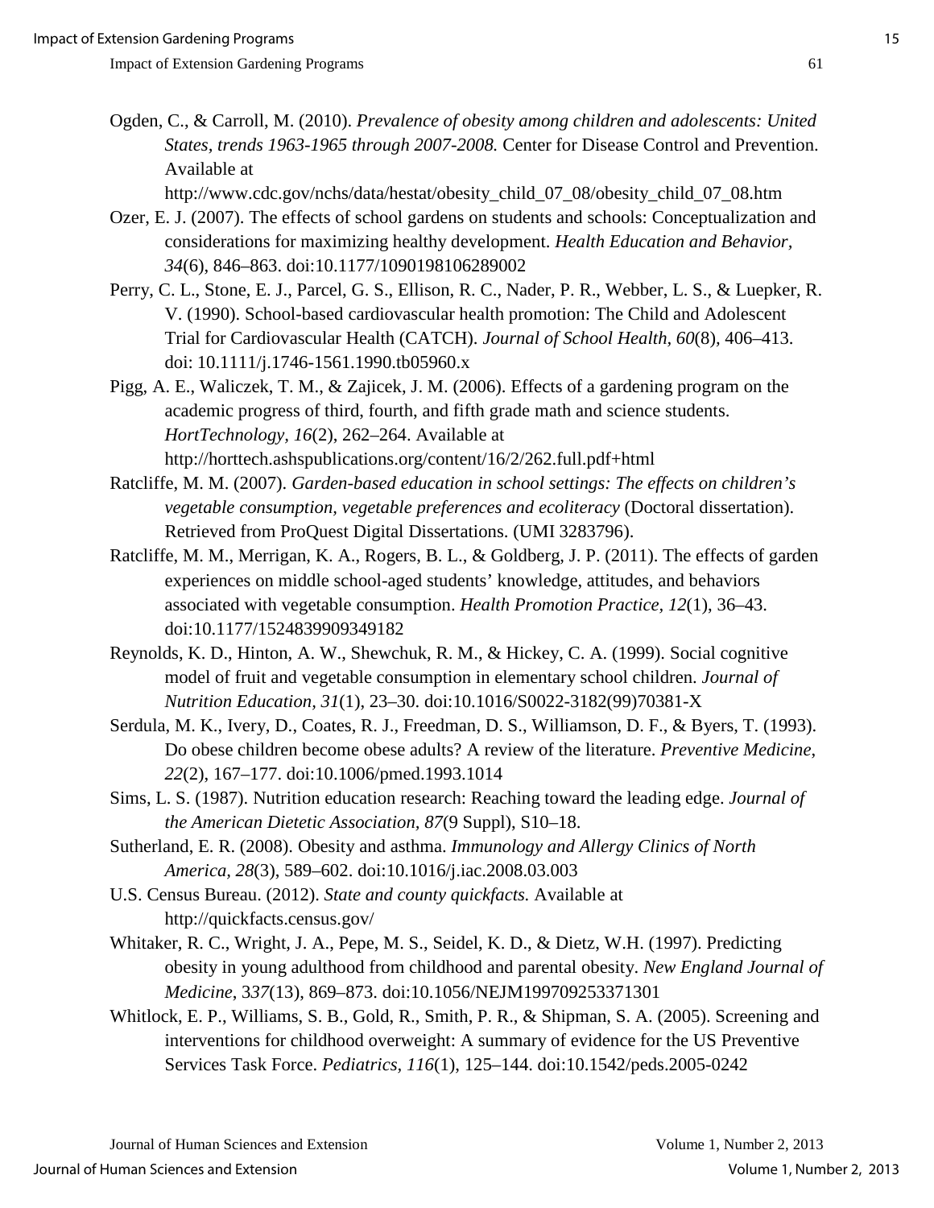Ogden, C., & Carroll, M. (2010). *Prevalence of obesity among children and adolescents: United States, trends 1963-1965 through 2007-2008.* Center for Disease Control and Prevention. Available at http://www.cdc.gov/nchs/data/hestat/obesity_child_07_08/obesity_child_07_08.htm

Ozer, E. J. (2007). The effects of school gardens on students and schools: Conceptualization and considerations for maximizing healthy development. *Health Education and Behavior*, *34*(6), 846–863. doi:10.1177/1090198106289002

Perry, C. L., Stone, E. J., Parcel, G. S., Ellison, R. C., Nader, P. R., Webber, L. S., & Luepker, R. V. (1990). School-based cardiovascular health promotion: The Child and Adolescent Trial for Cardiovascular Health (CATCH). *Journal of School Health*, *60*(8), 406–413. doi: 10.1111/j.1746-1561.1990.tb05960.x

Pigg, A. E., Waliczek, T. M., & Zajicek, J. M. (2006). Effects of a gardening program on the academic progress of third, fourth, and fifth grade math and science students. *HortTechnology, 16*(2), 262–264. Available at http://horttech.ashspublications.org/content/16/2/262.full.pdf+html

Ratcliffe, M. M. (2007). *Garden-based education in school settings: The effects on children's vegetable consumption, vegetable preferences and ecoliteracy* (Doctoral dissertation). Retrieved from ProQuest Digital Dissertations. (UMI 3283796).

Ratcliffe, M. M., Merrigan, K. A., Rogers, B. L., & Goldberg, J. P. (2011). The effects of garden experiences on middle school-aged students' knowledge, attitudes, and behaviors associated with vegetable consumption. *Health Promotion Practice, 12*(1), 36–43. doi:10.1177/1524839909349182

Reynolds, K. D., Hinton, A. W., Shewchuk, R. M., & Hickey, C. A. (1999). Social cognitive model of fruit and vegetable consumption in elementary school children. *Journal of Nutrition Education, 31*(1), 23–30. doi:10.1016/S0022-3182(99)70381-X

Serdula, M. K., Ivery, D., Coates, R. J., Freedman, D. S., Williamson, D. F., & Byers, T. (1993). Do obese children become obese adults? A review of the literature. *Preventive Medicine*, *22*(2), 167–177. doi:10.1006/pmed.1993.1014

Sims, L. S. (1987). Nutrition education research: Reaching toward the leading edge. *Journal of the American Dietetic Association, 87*(9 Suppl), S10–18.

Sutherland, E. R. (2008). Obesity and asthma. *Immunology and Allergy Clinics of North America, 28*(3), 589–602. doi:10.1016/j.iac.2008.03.003

U.S. Census Bureau. (2012). *State and county quickfacts.* Available at http://quickfacts.census.gov/

Whitaker, R. C., Wright, J. A., Pepe, M. S., Seidel, K. D., & Dietz, W.H. (1997). Predicting obesity in young adulthood from childhood and parental obesity. *New England Journal of Medicine*, 3*37*(13), 869–873. doi:10.1056/NEJM199709253371301

Whitlock, E. P., Williams, S. B., Gold, R., Smith, P. R., & Shipman, S. A. (2005). Screening and interventions for childhood overweight: A summary of evidence for the US Preventive Services Task Force. *Pediatrics, 116*(1), 125–144. doi:10.1542/peds.2005-0242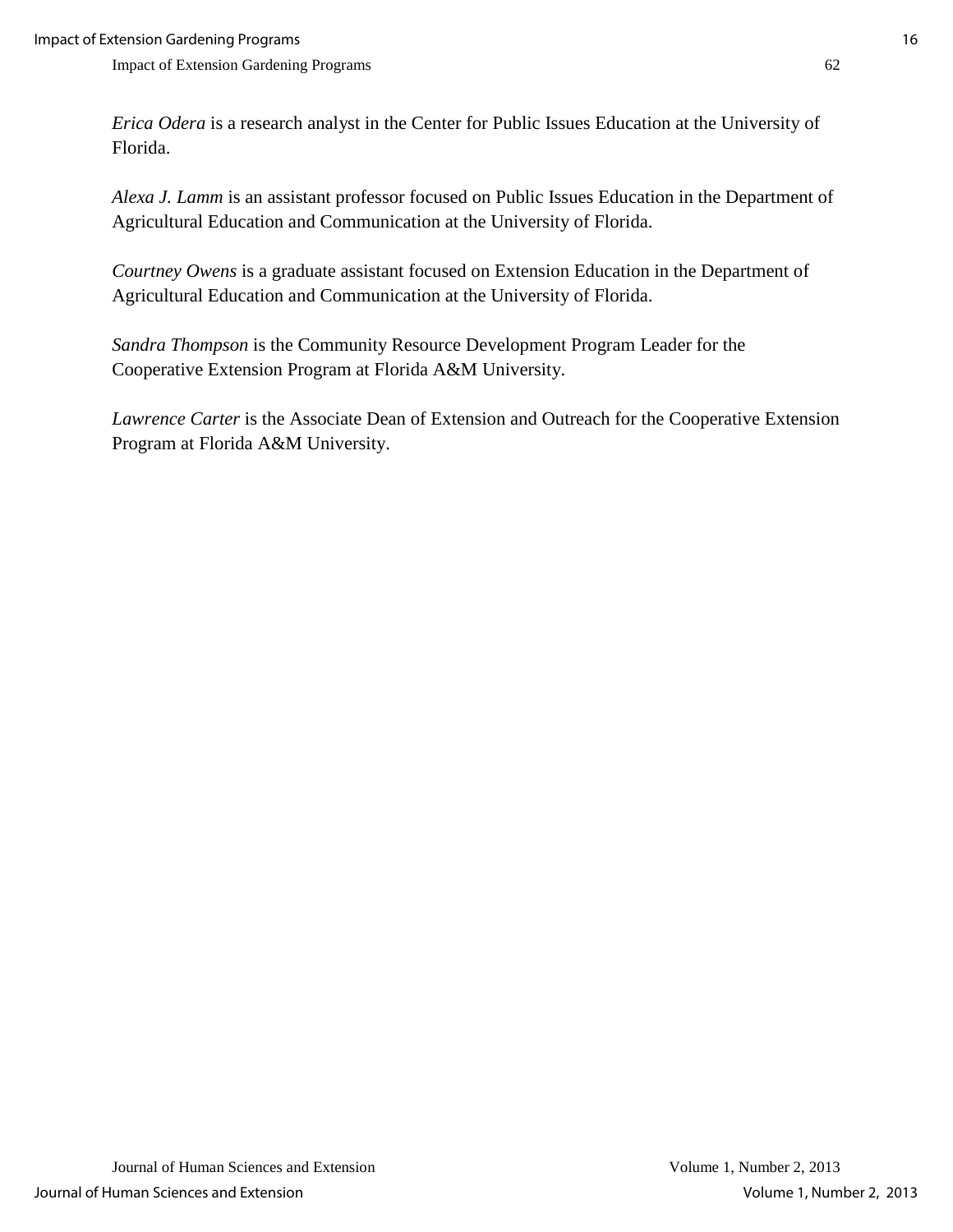*Erica Odera* is a research analyst in the Center for Public Issues Education at the University of Florida.

*Alexa J. Lamm* is an assistant professor focused on Public Issues Education in the Department of Agricultural Education and Communication at the University of Florida.

*Courtney Owens* is a graduate assistant focused on Extension Education in the Department of Agricultural Education and Communication at the University of Florida.

*Sandra Thompson* is the Community Resource Development Program Leader for the Cooperative Extension Program at Florida A&M University.

*Lawrence Carter* is the Associate Dean of Extension and Outreach for the Cooperative Extension Program at Florida A&M University.